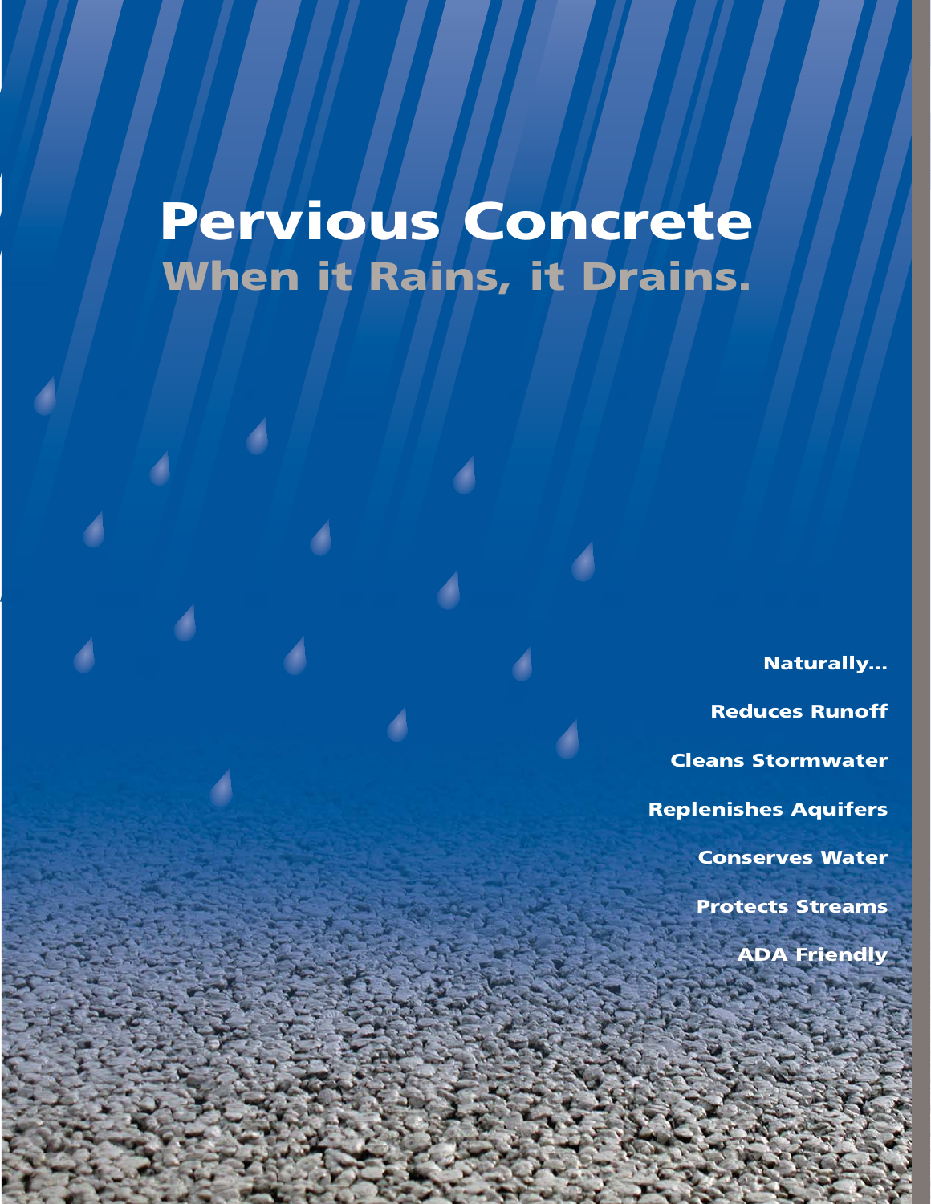# Pervious Concrete

## When it Rains, it Drains.

**Naturally…**

**Reduces Runoff**

**Cleans Stormwater**

**Replenishes Aquifers**

**Conserves Water**

**Protects Streams**

**ADA Friendly**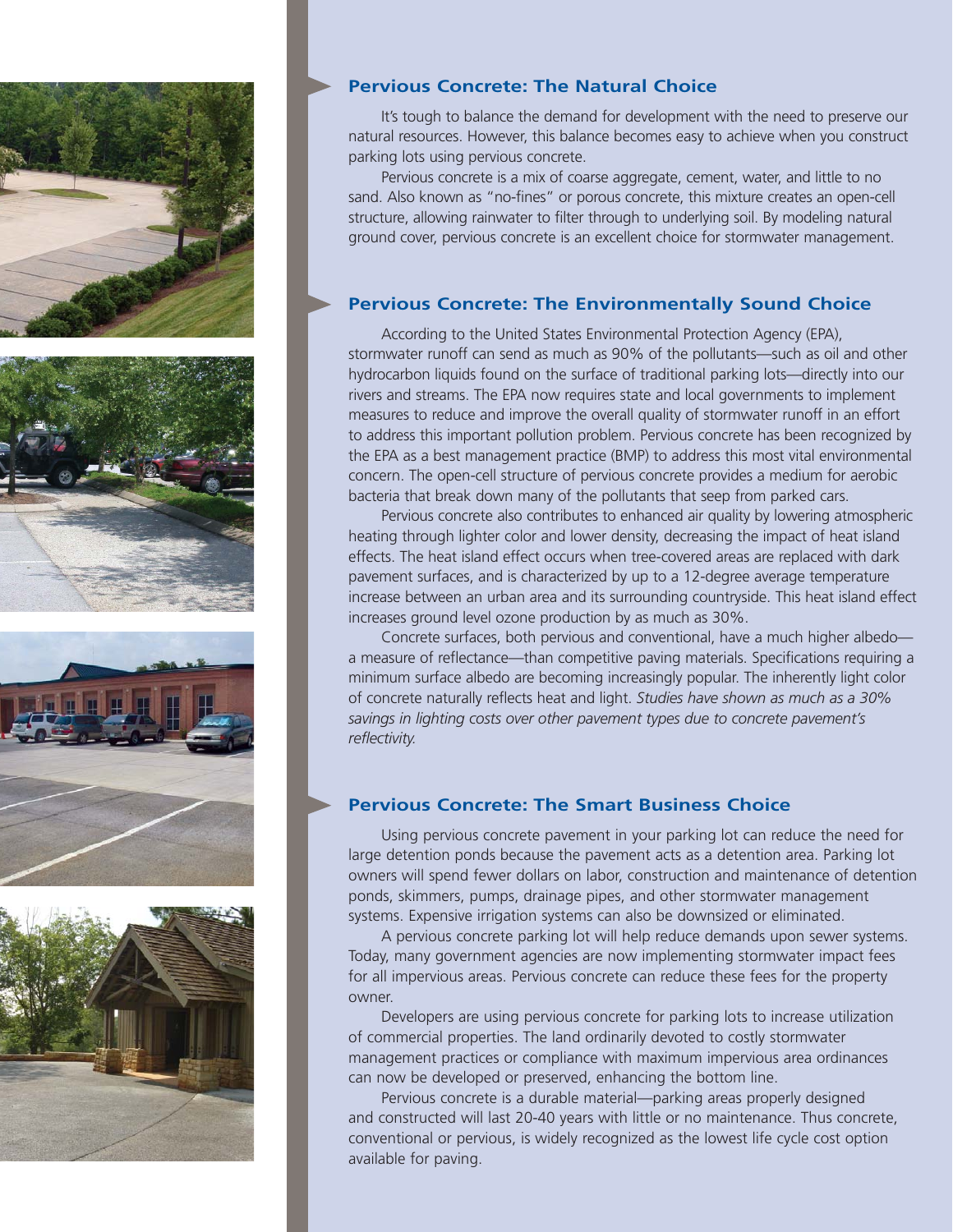## Pervious Concrete: The Natural Choice

It's tough to balance the demand for development with the need to preserve our natural resources. However, this balance becomes easy to achieve when you construct parking lots using pervious concrete.

Pervious concrete is a mix of coarse aggregate, cement, water, and little to no sand. Also known as "no-fines" or porous concrete, this mixture creates an open-cell structure, allowing rainwater to filter through to underlying soil. By modeling natural ground cover, pervious concrete is an excellent choice for stormwater management.

## Pervious Concrete: The Environmentally Sound Choice

According to the United States Environmental Protection Agency (EPA), stormwater runoff can send as much as 90% of the pollutants—such as oil and other hydrocarbon liquids found on the surface of traditional parking lots—directly into our rivers and streams. The EPA now requires state and local governments to implement measures to reduce and improve the overall quality of stormwater runoff in an effort to address this important pollution problem. Pervious concrete has been recognized by the EPA as a best management practice (BMP) to address this most vital environmental concern. The open-cell structure of pervious concrete provides a medium for aerobic bacteria that break down many of the pollutants that seep from parked cars.

Pervious concrete also contributes to enhanced air quality by lowering atmospheric heating through lighter color and lower density, decreasing the impact of heat island effects. The heat island effect occurs when tree-covered areas are replaced with dark pavement surfaces, and is characterized by up to a 12-degree average temperature increase between an urban area and its surrounding countryside. This heat island effect increases ground level ozone production by as much as 30%.

Concrete surfaces, both pervious and conventional, have a much higher albedo—a measure of reflectance—than competitive paving materials. Specifications requiring a minimum surface albedo are becoming increasingly popular. The inherently light color of concrete naturally reflects heat and light. *Studies have shown as much as a 30% savings in lighting costs over other pavement types due to concrete pavement's reflectivity.*

## Pervious Concrete: The Smart Business Choice

Using pervious concrete pavement in your parking lot can reduce the need for large detention ponds because the pavement acts as a detention area. Parking lot owners will spend fewer dollars on labor, construction and maintenance of detention ponds, skimmers, pumps, drainage pipes, and other stormwater management systems. Expensive irrigation systems can also be downsized or eliminated.

A pervious concrete parking lot will help reduce demands upon sewer systems. Today, many government agencies are now implementing stormwater impact fees for all impervious areas. Pervious concrete can reduce these fees for the property owner.

Developers are using pervious concrete for parking lots to increase utilization of commercial properties. The land ordinarily devoted to costly stormwater management practices or compliance with maximum impervious area ordinances can now be developed or preserved, enhancing the bottom line.

Pervious concrete is a durable material—parking areas properly designed and constructed will last 20-40 years with little or no maintenance. Thus concrete, conventional or pervious, is widely recognized as the lowest life cycle cost option available for paving.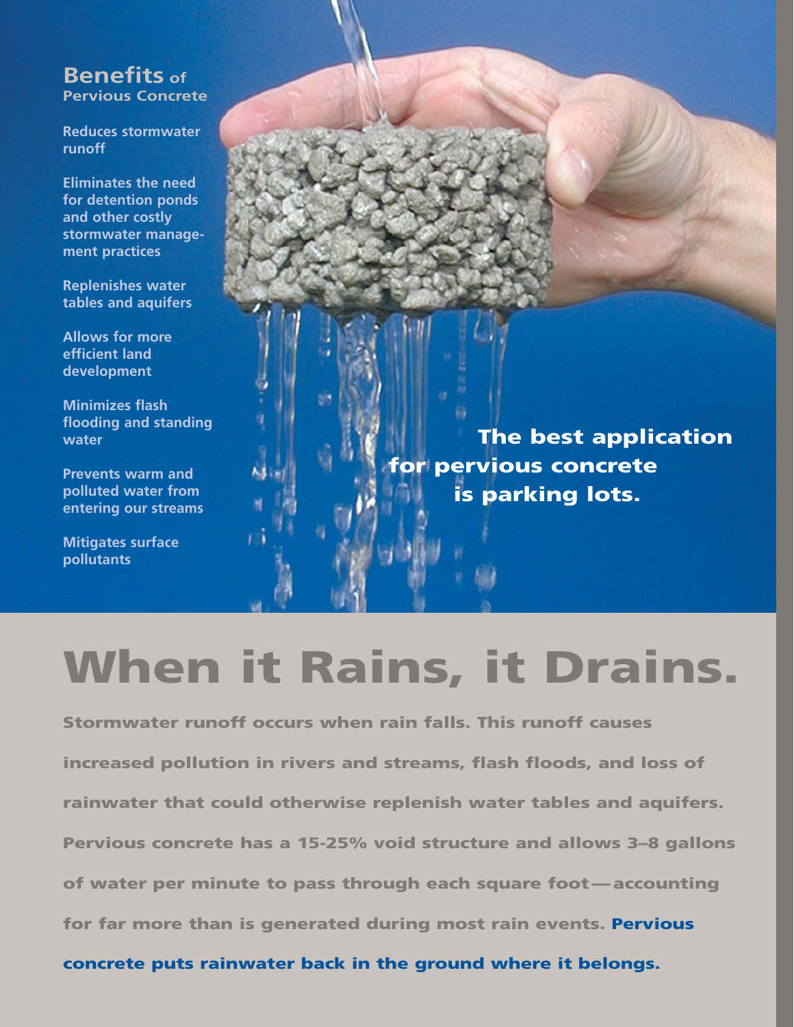## Benefits of Pervious Concrete

**Reduces stormwater runoff**

**Eliminates the need for detention ponds and other costly stormwater management practices**

**Replenishes water tables and aquifers**

**Allows for more efficient land development**

**Minimizes flash flooding and standing water**

**Prevents warm and polluted water from entering our streams**

**Mitigates surface pollutants**

**The best application for pervious concrete is parking lots.**

# When it Rains, it Drains.

**Stormwater runoff occurs when rain falls. This runoff causes increased pollution in rivers and streams, flash floods, and loss of rainwater that could otherwise replenish water tables and aquifers. Pervious concrete has a 15-25% void structure and allows 3–8 gallons of water per minute to pass through each square foot — accounting for far more than is generated during most rain events. Pervious concrete puts rainwater back in the ground where it belongs.**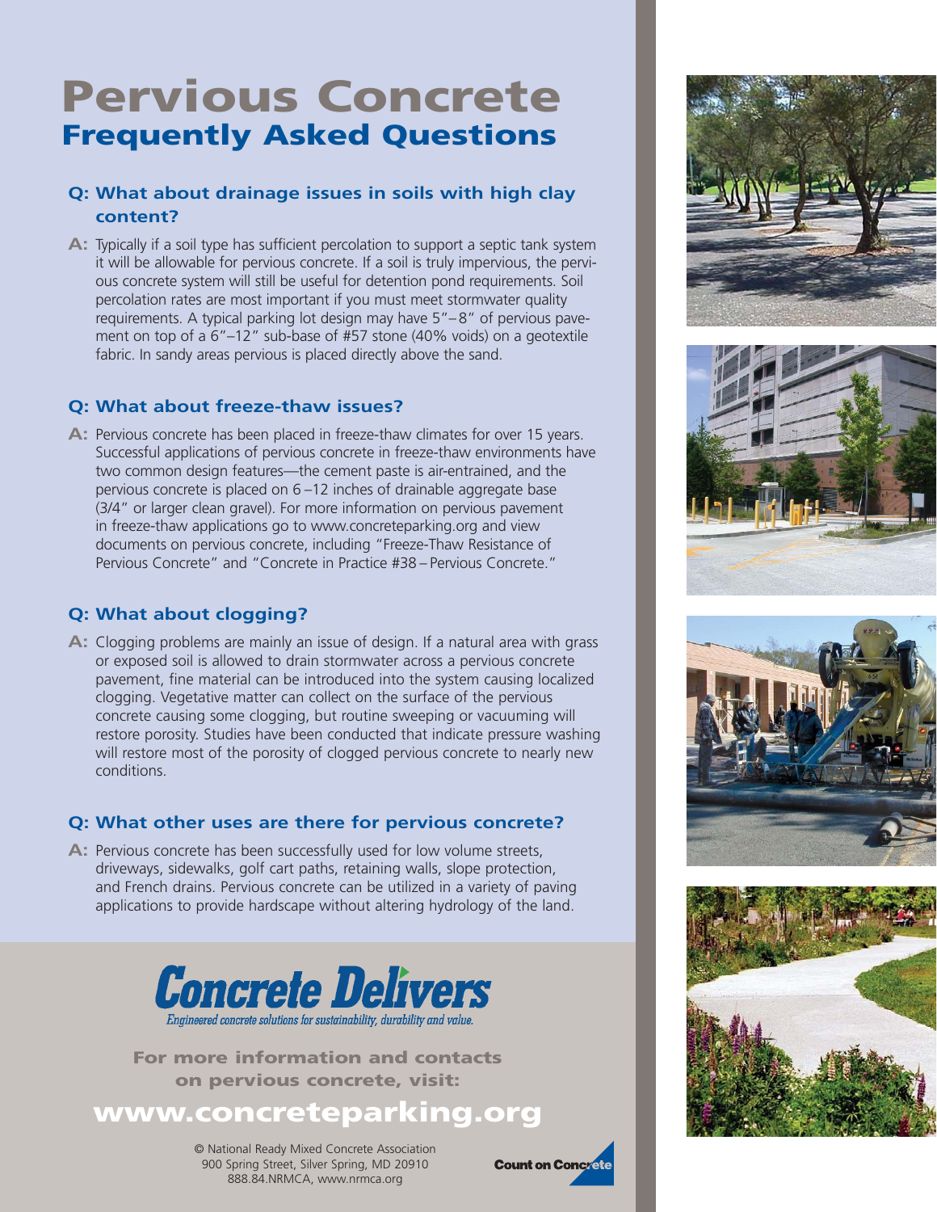# Pervious Concrete

## Frequently Asked Questions

### Q: What about drainage issues in soils with high clay content?

**A:** Typically if a soil type has sufficient percolation to support a septic tank system it will be allowable for pervious concrete. If a soil is truly impervious, the pervious concrete system will still be useful for detention pond requirements. Soil percolation rates are most important if you must meet stormwater quality requirements. A typical parking lot design may have 5"–8" of pervious pavement on top of a 6"–12" sub-base of #57 stone (40% voids) on a geotextile fabric. In sandy areas pervious is placed directly above the sand.

### Q: What about freeze-thaw issues?

**A:** Pervious concrete has been placed in freeze-thaw climates for over 15 years. Successful applications of pervious concrete in freeze-thaw environments have two common design features—the cement paste is air-entrained, and the pervious concrete is placed on 6–12 inches of drainable aggregate base (3/4" or larger clean gravel). For more information on pervious pavement in freeze-thaw applications go to www.concreteparking.org and view documents on pervious concrete, including "Freeze-Thaw Resistance of Pervious Concrete" and "Concrete in Practice #38 – Pervious Concrete."

### Q: What about clogging?

**A:** Clogging problems are mainly an issue of design. If a natural area with grass or exposed soil is allowed to drain stormwater across a pervious concrete pavement, fine material can be introduced into the system causing localized clogging. Vegetative matter can collect on the surface of the pervious concrete causing some clogging, but routine sweeping or vacuuming will restore porosity. Studies have been conducted that indicate pressure washing will restore most of the porosity of clogged pervious concrete to nearly new conditions.

### Q: What other uses are there for pervious concrete?

**A:** Pervious concrete has been successfully used for low volume streets, driveways, sidewalks, golf cart paths, retaining walls, slope protection, and French drains. Pervious concrete can be utilized in a variety of paving applications to provide hardscape without altering hydrology of the land.

**Concrete Delivers**

*Engineered concrete solutions for sustainability, durability and value.*

**For more information and contacts on pervious concrete, visit:**

**www.concreteparking.org**

© National Ready Mixed Concrete Association
900 Spring Street, Silver Spring, MD 20910
888.84.NRMCA, www.nrmca.org

Count on Concrete